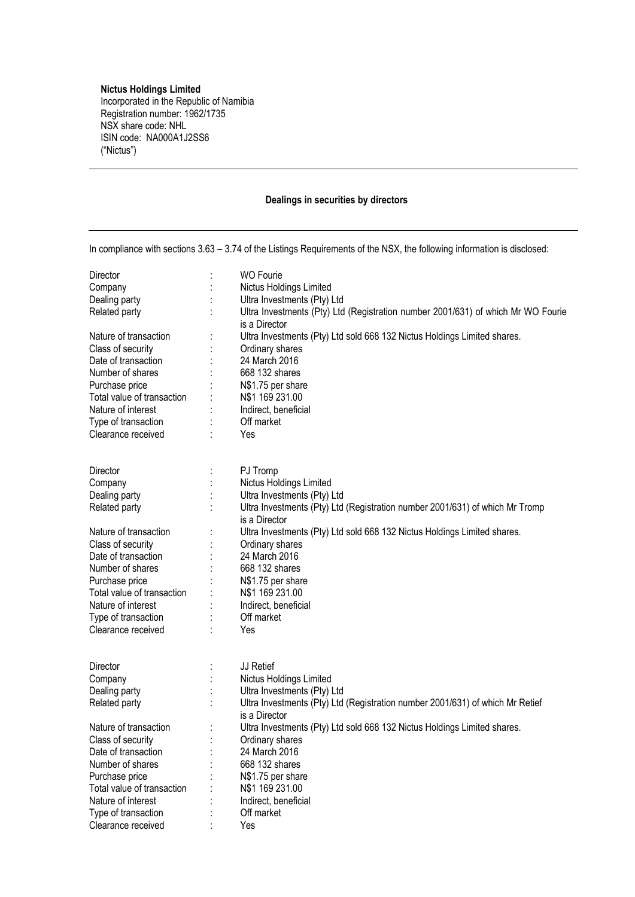**Nictus Holdings Limited**
Incorporated in the Republic of Namibia
Registration number: 1962/1735
NSX share code: NHL
ISIN code: NA000A1J2SS6
("Nictus")

---

**Dealings in securities by directors**

---

In compliance with sections 3.63 – 3.74 of the Listings Requirements of the NSX, the following information is disclosed:

| | | |
|---|---|---|
| Director | : | WO Fourie |
| Company | : | Nictus Holdings Limited |
| Dealing party | : | Ultra Investments (Pty) Ltd |
| Related party | : | Ultra Investments (Pty) Ltd (Registration number 2001/631) of which Mr WO Fourie is a Director |
| Nature of transaction | : | Ultra Investments (Pty) Ltd sold 668 132 Nictus Holdings Limited shares. |
| Class of security | : | Ordinary shares |
| Date of transaction | : | 24 March 2016 |
| Number of shares | : | 668 132 shares |
| Purchase price | : | N$1.75 per share |
| Total value of transaction | : | N$1 169 231.00 |
| Nature of interest | : | Indirect, beneficial |
| Type of transaction | : | Off market |
| Clearance received | : | Yes |

| | | |
|---|---|---|
| Director | : | PJ Tromp |
| Company | : | Nictus Holdings Limited |
| Dealing party | : | Ultra Investments (Pty) Ltd |
| Related party | : | Ultra Investments (Pty) Ltd (Registration number 2001/631) of which Mr Tromp is a Director |
| Nature of transaction | : | Ultra Investments (Pty) Ltd sold 668 132 Nictus Holdings Limited shares. |
| Class of security | : | Ordinary shares |
| Date of transaction | : | 24 March 2016 |
| Number of shares | : | 668 132 shares |
| Purchase price | : | N$1.75 per share |
| Total value of transaction | : | N$1 169 231.00 |
| Nature of interest | : | Indirect, beneficial |
| Type of transaction | : | Off market |
| Clearance received | : | Yes |

| | | |
|---|---|---|
| Director | : | JJ Retief |
| Company | : | Nictus Holdings Limited |
| Dealing party | : | Ultra Investments (Pty) Ltd |
| Related party | : | Ultra Investments (Pty) Ltd (Registration number 2001/631) of which Mr Retief is a Director |
| Nature of transaction | : | Ultra Investments (Pty) Ltd sold 668 132 Nictus Holdings Limited shares. |
| Class of security | : | Ordinary shares |
| Date of transaction | : | 24 March 2016 |
| Number of shares | : | 668 132 shares |
| Purchase price | : | N$1.75 per share |
| Total value of transaction | : | N$1 169 231.00 |
| Nature of interest | : | Indirect, beneficial |
| Type of transaction | : | Off market |
| Clearance received | : | Yes |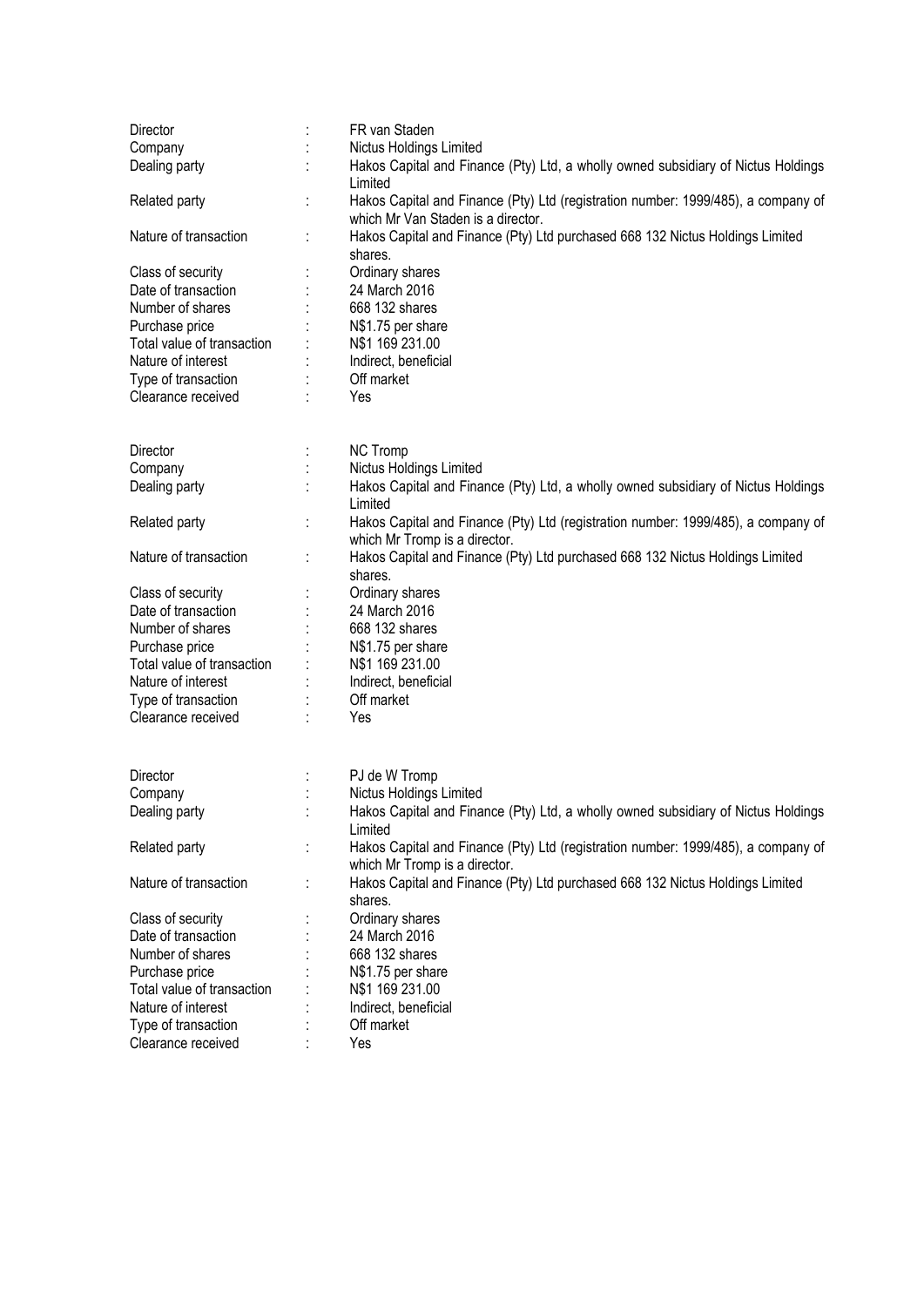| | | |
|---|---|---|
| Director | : | FR van Staden |
| Company | : | Nictus Holdings Limited |
| Dealing party | : | Hakos Capital and Finance (Pty) Ltd, a wholly owned subsidiary of Nictus Holdings Limited |
| Related party | : | Hakos Capital and Finance (Pty) Ltd (registration number: 1999/485), a company of which Mr Van Staden is a director. |
| Nature of transaction | : | Hakos Capital and Finance (Pty) Ltd purchased 668 132 Nictus Holdings Limited shares. |
| Class of security | : | Ordinary shares |
| Date of transaction | : | 24 March 2016 |
| Number of shares | : | 668 132 shares |
| Purchase price | : | N$1.75 per share |
| Total value of transaction | : | N$1 169 231.00 |
| Nature of interest | : | Indirect, beneficial |
| Type of transaction | : | Off market |
| Clearance received | : | Yes |

| | | |
|---|---|---|
| Director | : | NC Tromp |
| Company | : | Nictus Holdings Limited |
| Dealing party | : | Hakos Capital and Finance (Pty) Ltd, a wholly owned subsidiary of Nictus Holdings Limited |
| Related party | : | Hakos Capital and Finance (Pty) Ltd (registration number: 1999/485), a company of which Mr Tromp is a director. |
| Nature of transaction | : | Hakos Capital and Finance (Pty) Ltd purchased 668 132 Nictus Holdings Limited shares. |
| Class of security | : | Ordinary shares |
| Date of transaction | : | 24 March 2016 |
| Number of shares | : | 668 132 shares |
| Purchase price | : | N$1.75 per share |
| Total value of transaction | : | N$1 169 231.00 |
| Nature of interest | : | Indirect, beneficial |
| Type of transaction | : | Off market |
| Clearance received | : | Yes |

| | | |
|---|---|---|
| Director | : | PJ de W Tromp |
| Company | : | Nictus Holdings Limited |
| Dealing party | : | Hakos Capital and Finance (Pty) Ltd, a wholly owned subsidiary of Nictus Holdings Limited |
| Related party | : | Hakos Capital and Finance (Pty) Ltd (registration number: 1999/485), a company of which Mr Tromp is a director. |
| Nature of transaction | : | Hakos Capital and Finance (Pty) Ltd purchased 668 132 Nictus Holdings Limited shares. |
| Class of security | : | Ordinary shares |
| Date of transaction | : | 24 March 2016 |
| Number of shares | : | 668 132 shares |
| Purchase price | : | N$1.75 per share |
| Total value of transaction | : | N$1 169 231.00 |
| Nature of interest | : | Indirect, beneficial |
| Type of transaction | : | Off market |
| Clearance received | : | Yes |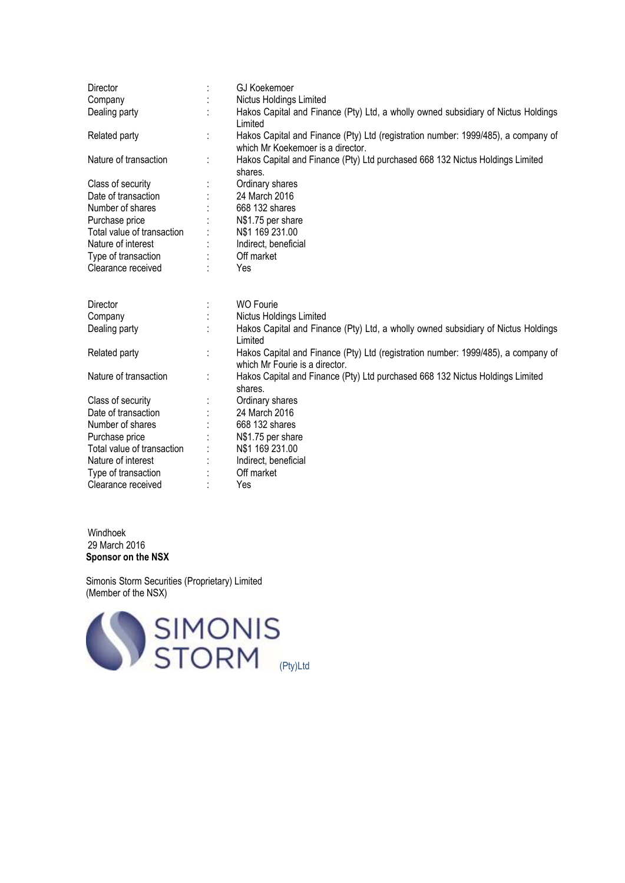| | | |
|---|---|---|
| Director | : | GJ Koekemoer |
| Company | : | Nictus Holdings Limited |
| Dealing party | : | Hakos Capital and Finance (Pty) Ltd, a wholly owned subsidiary of Nictus Holdings Limited |
| Related party | : | Hakos Capital and Finance (Pty) Ltd (registration number: 1999/485), a company of which Mr Koekemoer is a director. |
| Nature of transaction | : | Hakos Capital and Finance (Pty) Ltd purchased 668 132 Nictus Holdings Limited shares. |
| Class of security | : | Ordinary shares |
| Date of transaction | : | 24 March 2016 |
| Number of shares | : | 668 132 shares |
| Purchase price | : | N$1.75 per share |
| Total value of transaction | : | N$1 169 231.00 |
| Nature of interest | : | Indirect, beneficial |
| Type of transaction | : | Off market |
| Clearance received | : | Yes |

| | | |
|---|---|---|
| Director | : | WO Fourie |
| Company | : | Nictus Holdings Limited |
| Dealing party | : | Hakos Capital and Finance (Pty) Ltd, a wholly owned subsidiary of Nictus Holdings Limited |
| Related party | : | Hakos Capital and Finance (Pty) Ltd (registration number: 1999/485), a company of which Mr Fourie is a director. |
| Nature of transaction | : | Hakos Capital and Finance (Pty) Ltd purchased 668 132 Nictus Holdings Limited shares. |
| Class of security | : | Ordinary shares |
| Date of transaction | : | 24 March 2016 |
| Number of shares | : | 668 132 shares |
| Purchase price | : | N$1.75 per share |
| Total value of transaction | : | N$1 169 231.00 |
| Nature of interest | : | Indirect, beneficial |
| Type of transaction | : | Off market |
| Clearance received | : | Yes |

Windhoek
29 March 2016

**Sponsor on the NSX**

Simonis Storm Securities (Proprietary) Limited
(Member of the NSX)

SIMONIS STORM (Pty)Ltd